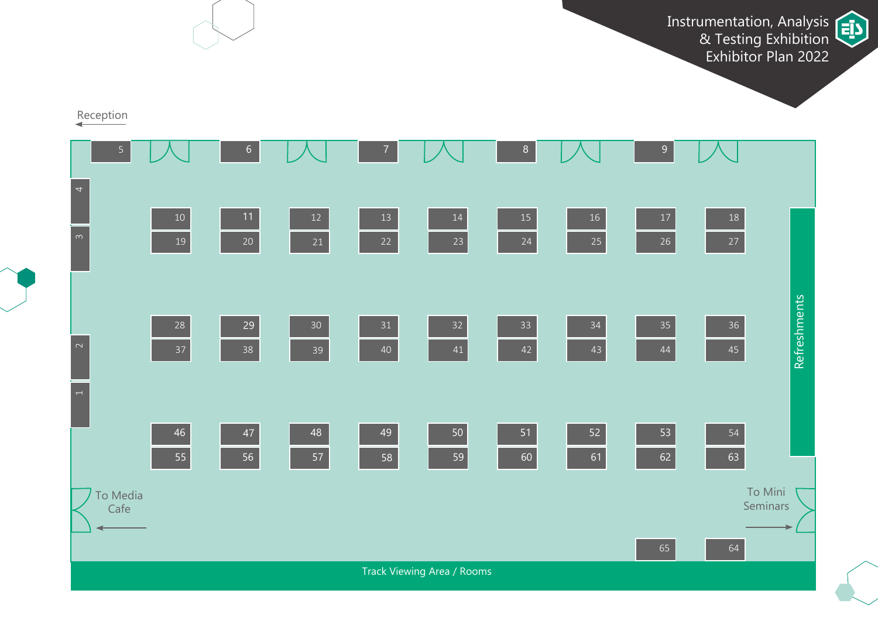# Instrumentation, Analysis & Testing Exhibition Exhibitor Plan 2022

Reception

5 | 6 | 7 | 8 | 9

4
3
2
1

| 10 | 11 | 12 | 13 | 14 | 15 | 16 | 17 | 18 |
|---|---|---|---|---|---|---|---|---|
| 19 | 20 | 21 | 22 | 23 | 24 | 25 | 26 | 27 |
| 28 | 29 | 30 | 31 | 32 | 33 | 34 | 35 | 36 |
| 37 | 38 | 39 | 40 | 41 | 42 | 43 | 44 | 45 |
| 46 | 47 | 48 | 49 | 50 | 51 | 52 | 53 | 54 |
| 55 | 56 | 57 | 58 | 59 | 60 | 61 | 62 | 63 |

Refreshments

To Media Cafe

To Mini Seminars

65 | 64

Track Viewing Area / Rooms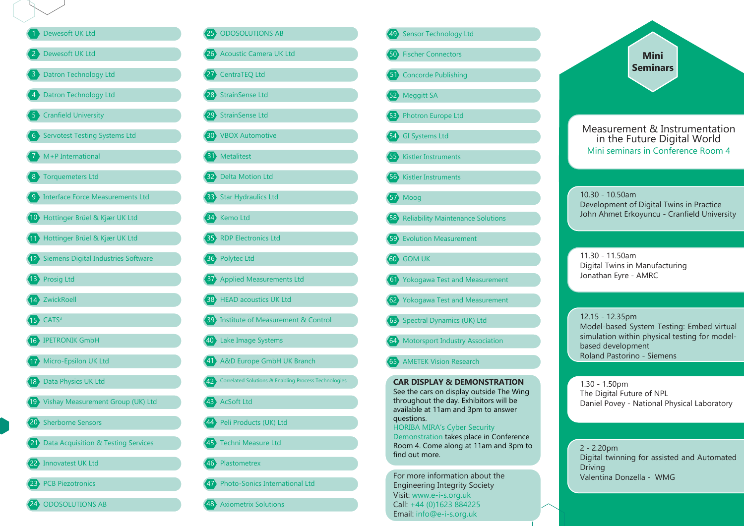1 Dewesoft UK Ltd
2 Dewesoft UK Ltd
3 Datron Technology Ltd
4 Datron Technology Ltd
5 Cranfield University
6 Servotest Testing Systems Ltd
7 M+P International
8 Torquemeters Ltd
9 Interface Force Measurements Ltd
10 Hottinger Brüel & Kjær UK Ltd
11 Hottinger Brüel & Kjær UK Ltd
12 Siemens Digital Industries Software
13 Prosig Ltd
14 ZwickRoell
15 CATS[3]
16 IPETRONIK GmbH
17 Micro-Epsilon UK Ltd
18 Data Physics UK Ltd
19 Vishay Measurement Group (UK) Ltd
20 Sherborne Sensors
21 Data Acquisition & Testing Services
22 Innovatest UK Ltd
23 PCB Piezotronics
24 ODOSOLUTIONS AB
25 ODOSOLUTIONS AB
26 Acoustic Camera UK Ltd
27 CentraTEQ Ltd
28 StrainSense Ltd
29 StrainSense Ltd
30 VBOX Automotive
31 Metalitest
32 Delta Motion Ltd
33 Star Hydraulics Ltd
34 Kemo Ltd
35 RDP Electronics Ltd
36 Polytec Ltd
37 Applied Measurements Ltd
38 HEAD acoustics UK Ltd
39 Institute of Measurement & Control
40 Lake Image Systems
41 A&D Europe GmbH UK Branch
42 Correlated Solutions & Enabling Process Technologies
43 AcSoft Ltd
44 Peli Products (UK) Ltd
45 Techni Measure Ltd
46 Plastometrex
47 Photo-Sonics International Ltd
48 Axiometrix Solutions
49 Sensor Technology Ltd
50 Fischer Connectors
51 Concorde Publishing
52 Meggitt SA
53 Photron Europe Ltd
54 GI Systems Ltd
55 Kistler Instruments
56 Kistler Instruments
57 Moog
58 Reliability Maintenance Solutions
59 Evolution Measurement
60 GOM UK
61 Yokogawa Test and Measurement
62 Yokogawa Test and Measurement
63 Spectral Dynamics (UK) Ltd
64 Motorsport Industry Association
65 AMETEK Vision Research

**CAR DISPLAY & DEMONSTRATION**

See the cars on display outside The Wing throughout the day. Exhibitors will be available at 11am and 3pm to answer questions.
HORIBA MIRA's Cyber Security Demonstration takes place in Conference Room 4. Come along at 11am and 3pm to find out more.

For more information about the Engineering Integrity Society
Visit: www.e-i-s.org.uk
Call: +44 (0)1623 884225
Email: info@e-i-s.org.uk

# Mini Seminars

## Measurement & Instrumentation in the Future Digital World

Mini seminars in Conference Room 4

10.30 - 10.50am
Development of Digital Twins in Practice
John Ahmet Erkoyuncu - Cranfield University

11.30 - 11.50am
Digital Twins in Manufacturing
Jonathan Eyre - AMRC

12.15 - 12.35pm
Model-based System Testing: Embed virtual simulation into physical testing for model-based development
Roland Pastorino - Siemens

1.30 - 1.50pm
The Digital Future of NPL
Daniel Povey - National Physical Laboratory

2 - 2.20pm
Digital twinning for assisted and Automated Driving
Valentina Donzella - WMG